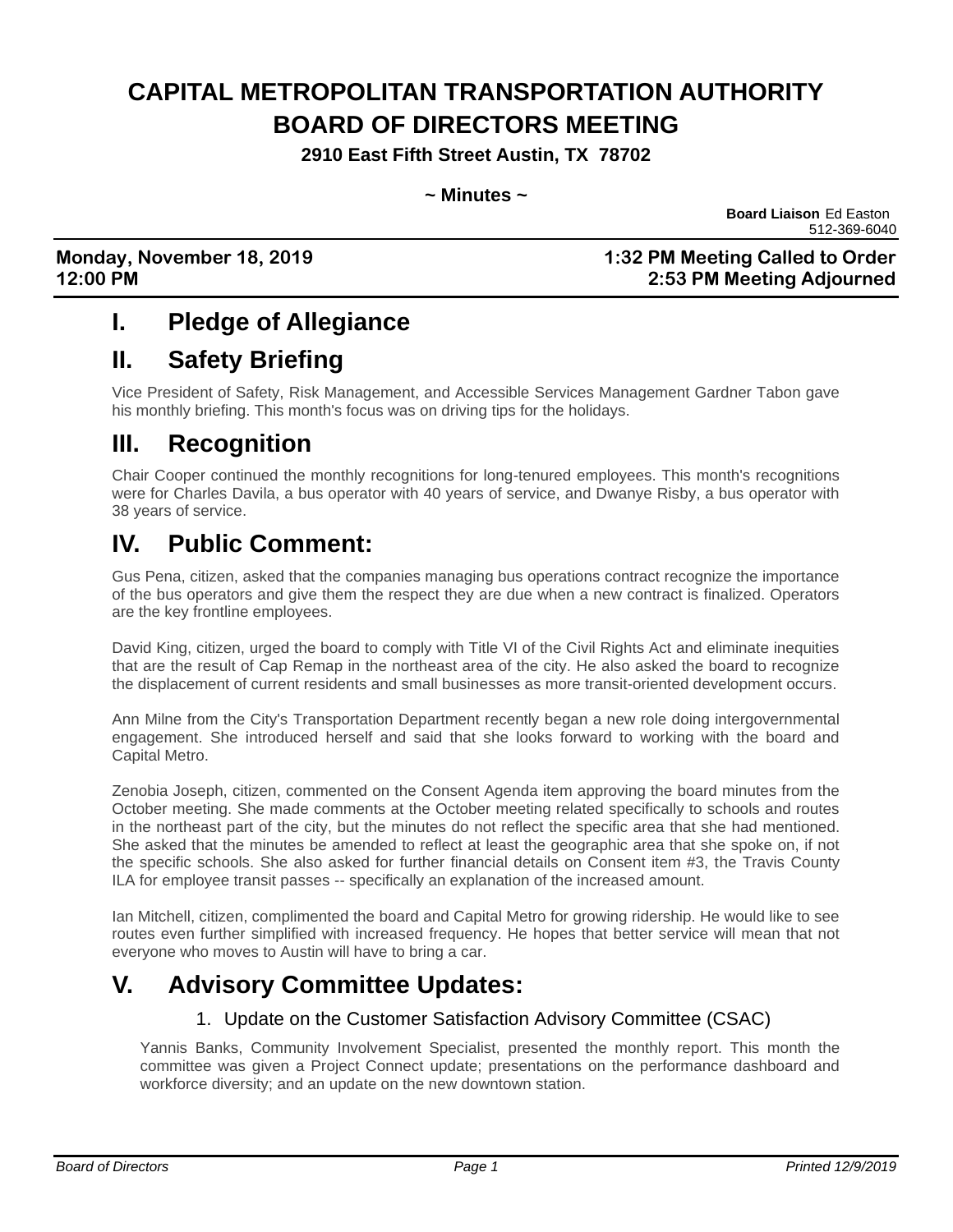# CAPITAL METROPOLITAN TRANSPORTATION AUTHORITY BOARD OF DIRECTORS MEETING

**2910 East Fifth Street Austin, TX 78702**

**~ Minutes ~**

**Board Liaison** Ed Easton
512-369-6040

**Monday, November 18, 2019** **1:32 PM Meeting Called to Order**
**12:00 PM** **2:53 PM Meeting Adjourned**

## I. Pledge of Allegiance

## II. Safety Briefing

Vice President of Safety, Risk Management, and Accessible Services Management Gardner Tabon gave his monthly briefing. This month's focus was on driving tips for the holidays.

## III. Recognition

Chair Cooper continued the monthly recognitions for long-tenured employees. This month's recognitions were for Charles Davila, a bus operator with 40 years of service, and Dwanye Risby, a bus operator with 38 years of service.

## IV. Public Comment:

Gus Pena, citizen, asked that the companies managing bus operations contract recognize the importance of the bus operators and give them the respect they are due when a new contract is finalized. Operators are the key frontline employees.

David King, citizen, urged the board to comply with Title VI of the Civil Rights Act and eliminate inequities that are the result of Cap Remap in the northeast area of the city. He also asked the board to recognize the displacement of current residents and small businesses as more transit-oriented development occurs.

Ann Milne from the City's Transportation Department recently began a new role doing intergovernmental engagement. She introduced herself and said that she looks forward to working with the board and Capital Metro.

Zenobia Joseph, citizen, commented on the Consent Agenda item approving the board minutes from the October meeting. She made comments at the October meeting related specifically to schools and routes in the northeast part of the city, but the minutes do not reflect the specific area that she had mentioned. She asked that the minutes be amended to reflect at least the geographic area that she spoke on, if not the specific schools. She also asked for further financial details on Consent item #3, the Travis County ILA for employee transit passes -- specifically an explanation of the increased amount.

Ian Mitchell, citizen, complimented the board and Capital Metro for growing ridership. He would like to see routes even further simplified with increased frequency. He hopes that better service will mean that not everyone who moves to Austin will have to bring a car.

## V. Advisory Committee Updates:

### 1. Update on the Customer Satisfaction Advisory Committee (CSAC)

Yannis Banks, Community Involvement Specialist, presented the monthly report. This month the committee was given a Project Connect update; presentations on the performance dashboard and workforce diversity; and an update on the new downtown station.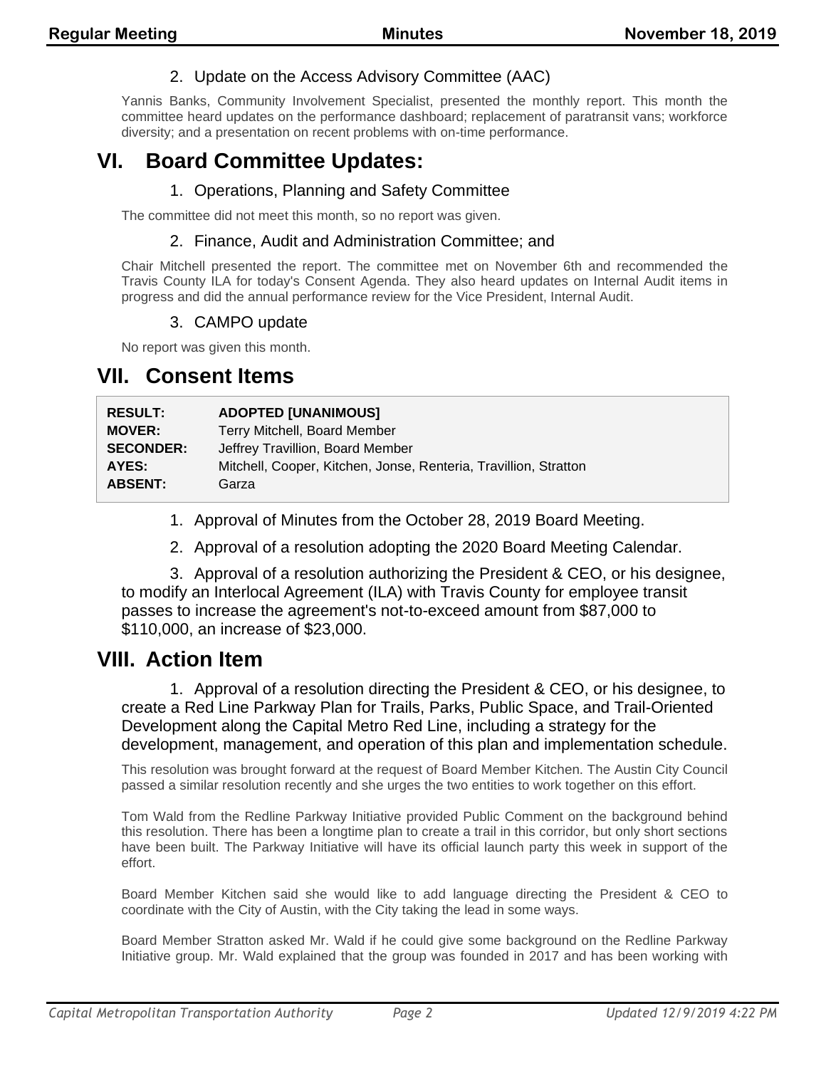2. Update on the Access Advisory Committee (AAC)

Yannis Banks, Community Involvement Specialist, presented the monthly report. This month the committee heard updates on the performance dashboard; replacement of paratransit vans; workforce diversity; and a presentation on recent problems with on-time performance.

# VI. Board Committee Updates:

1. Operations, Planning and Safety Committee

The committee did not meet this month, so no report was given.

2. Finance, Audit and Administration Committee; and

Chair Mitchell presented the report. The committee met on November 6th and recommended the Travis County ILA for today's Consent Agenda. They also heard updates on Internal Audit items in progress and did the annual performance review for the Vice President, Internal Audit.

3. CAMPO update

No report was given this month.

# VII. Consent Items

| | |
|---|---|
| **RESULT:** | **ADOPTED [UNANIMOUS]** |
| **MOVER:** | Terry Mitchell, Board Member |
| **SECONDER:** | Jeffrey Travillion, Board Member |
| **AYES:** | Mitchell, Cooper, Kitchen, Jonse, Renteria, Travillion, Stratton |
| **ABSENT:** | Garza |

1. Approval of Minutes from the October 28, 2019 Board Meeting.
2. Approval of a resolution adopting the 2020 Board Meeting Calendar.
3. Approval of a resolution authorizing the President & CEO, or his designee, to modify an Interlocal Agreement (ILA) with Travis County for employee transit passes to increase the agreement's not-to-exceed amount from $87,000 to $110,000, an increase of $23,000.

# VIII. Action Item

1. Approval of a resolution directing the President & CEO, or his designee, to create a Red Line Parkway Plan for Trails, Parks, Public Space, and Trail-Oriented Development along the Capital Metro Red Line, including a strategy for the development, management, and operation of this plan and implementation schedule.

This resolution was brought forward at the request of Board Member Kitchen. The Austin City Council passed a similar resolution recently and she urges the two entities to work together on this effort.

Tom Wald from the Redline Parkway Initiative provided Public Comment on the background behind this resolution. There has been a longtime plan to create a trail in this corridor, but only short sections have been built. The Parkway Initiative will have its official launch party this week in support of the effort.

Board Member Kitchen said she would like to add language directing the President & CEO to coordinate with the City of Austin, with the City taking the lead in some ways.

Board Member Stratton asked Mr. Wald if he could give some background on the Redline Parkway Initiative group. Mr. Wald explained that the group was founded in 2017 and has been working with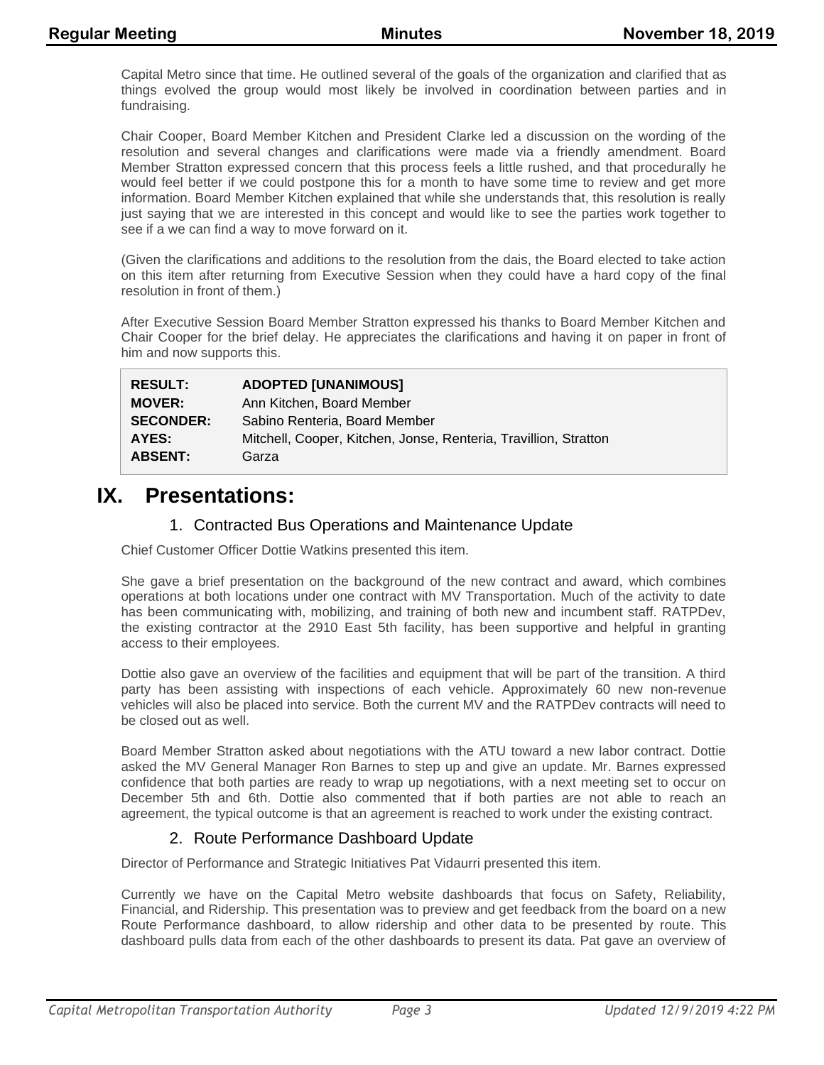Capital Metro since that time. He outlined several of the goals of the organization and clarified that as things evolved the group would most likely be involved in coordination between parties and in fundraising.

Chair Cooper, Board Member Kitchen and President Clarke led a discussion on the wording of the resolution and several changes and clarifications were made via a friendly amendment. Board Member Stratton expressed concern that this process feels a little rushed, and that procedurally he would feel better if we could postpone this for a month to have some time to review and get more information. Board Member Kitchen explained that while she understands that, this resolution is really just saying that we are interested in this concept and would like to see the parties work together to see if a we can find a way to move forward on it.

(Given the clarifications and additions to the resolution from the dais, the Board elected to take action on this item after returning from Executive Session when they could have a hard copy of the final resolution in front of them.)

After Executive Session Board Member Stratton expressed his thanks to Board Member Kitchen and Chair Cooper for the brief delay. He appreciates the clarifications and having it on paper in front of him and now supports this.

| | |
|---|---|
| **RESULT:** | **ADOPTED [UNANIMOUS]** |
| **MOVER:** | Ann Kitchen, Board Member |
| **SECONDER:** | Sabino Renteria, Board Member |
| **AYES:** | Mitchell, Cooper, Kitchen, Jonse, Renteria, Travillion, Stratton |
| **ABSENT:** | Garza |

# IX. Presentations:

## 1. Contracted Bus Operations and Maintenance Update

Chief Customer Officer Dottie Watkins presented this item.

She gave a brief presentation on the background of the new contract and award, which combines operations at both locations under one contract with MV Transportation. Much of the activity to date has been communicating with, mobilizing, and training of both new and incumbent staff. RATPDev, the existing contractor at the 2910 East 5th facility, has been supportive and helpful in granting access to their employees.

Dottie also gave an overview of the facilities and equipment that will be part of the transition. A third party has been assisting with inspections of each vehicle. Approximately 60 new non-revenue vehicles will also be placed into service. Both the current MV and the RATPDev contracts will need to be closed out as well.

Board Member Stratton asked about negotiations with the ATU toward a new labor contract. Dottie asked the MV General Manager Ron Barnes to step up and give an update. Mr. Barnes expressed confidence that both parties are ready to wrap up negotiations, with a next meeting set to occur on December 5th and 6th. Dottie also commented that if both parties are not able to reach an agreement, the typical outcome is that an agreement is reached to work under the existing contract.

## 2. Route Performance Dashboard Update

Director of Performance and Strategic Initiatives Pat Vidaurri presented this item.

Currently we have on the Capital Metro website dashboards that focus on Safety, Reliability, Financial, and Ridership. This presentation was to preview and get feedback from the board on a new Route Performance dashboard, to allow ridership and other data to be presented by route. This dashboard pulls data from each of the other dashboards to present its data. Pat gave an overview of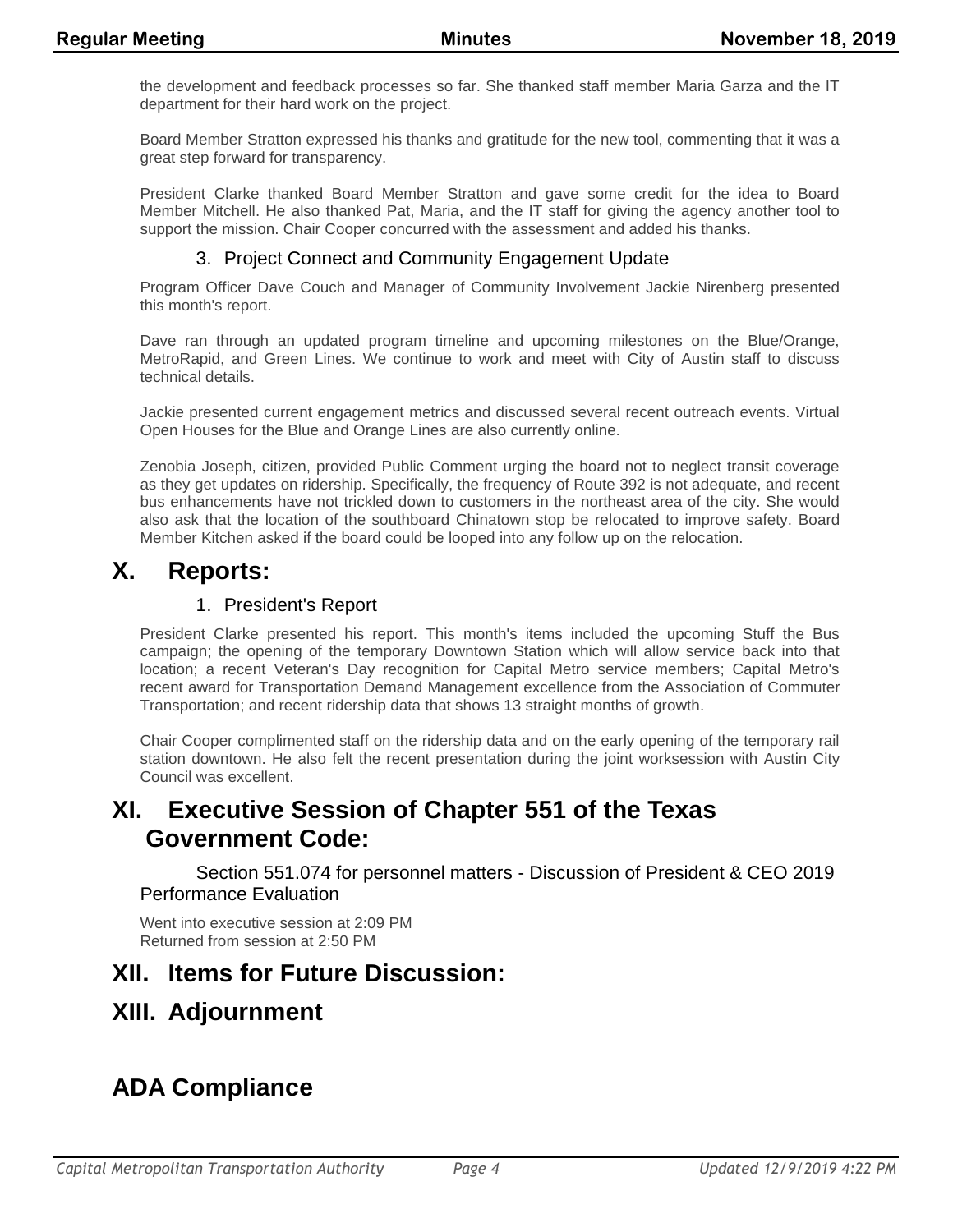the development and feedback processes so far. She thanked staff member Maria Garza and the IT department for their hard work on the project.

Board Member Stratton expressed his thanks and gratitude for the new tool, commenting that it was a great step forward for transparency.

President Clarke thanked Board Member Stratton and gave some credit for the idea to Board Member Mitchell. He also thanked Pat, Maria, and the IT staff for giving the agency another tool to support the mission. Chair Cooper concurred with the assessment and added his thanks.

### 3. Project Connect and Community Engagement Update

Program Officer Dave Couch and Manager of Community Involvement Jackie Nirenberg presented this month's report.

Dave ran through an updated program timeline and upcoming milestones on the Blue/Orange, MetroRapid, and Green Lines. We continue to work and meet with City of Austin staff to discuss technical details.

Jackie presented current engagement metrics and discussed several recent outreach events. Virtual Open Houses for the Blue and Orange Lines are also currently online.

Zenobia Joseph, citizen, provided Public Comment urging the board not to neglect transit coverage as they get updates on ridership. Specifically, the frequency of Route 392 is not adequate, and recent bus enhancements have not trickled down to customers in the northeast area of the city. She would also ask that the location of the southboard Chinatown stop be relocated to improve safety. Board Member Kitchen asked if the board could be looped into any follow up on the relocation.

## X. Reports:

### 1. President's Report

President Clarke presented his report. This month's items included the upcoming Stuff the Bus campaign; the opening of the temporary Downtown Station which will allow service back into that location; a recent Veteran's Day recognition for Capital Metro service members; Capital Metro's recent award for Transportation Demand Management excellence from the Association of Commuter Transportation; and recent ridership data that shows 13 straight months of growth.

Chair Cooper complimented staff on the ridership data and on the early opening of the temporary rail station downtown. He also felt the recent presentation during the joint worksession with Austin City Council was excellent.

## XI. Executive Session of Chapter 551 of the Texas Government Code:

Section 551.074 for personnel matters - Discussion of President & CEO 2019 Performance Evaluation

Went into executive session at 2:09 PM
Returned from session at 2:50 PM

## XII. Items for Future Discussion:

## XIII. Adjournment

## ADA Compliance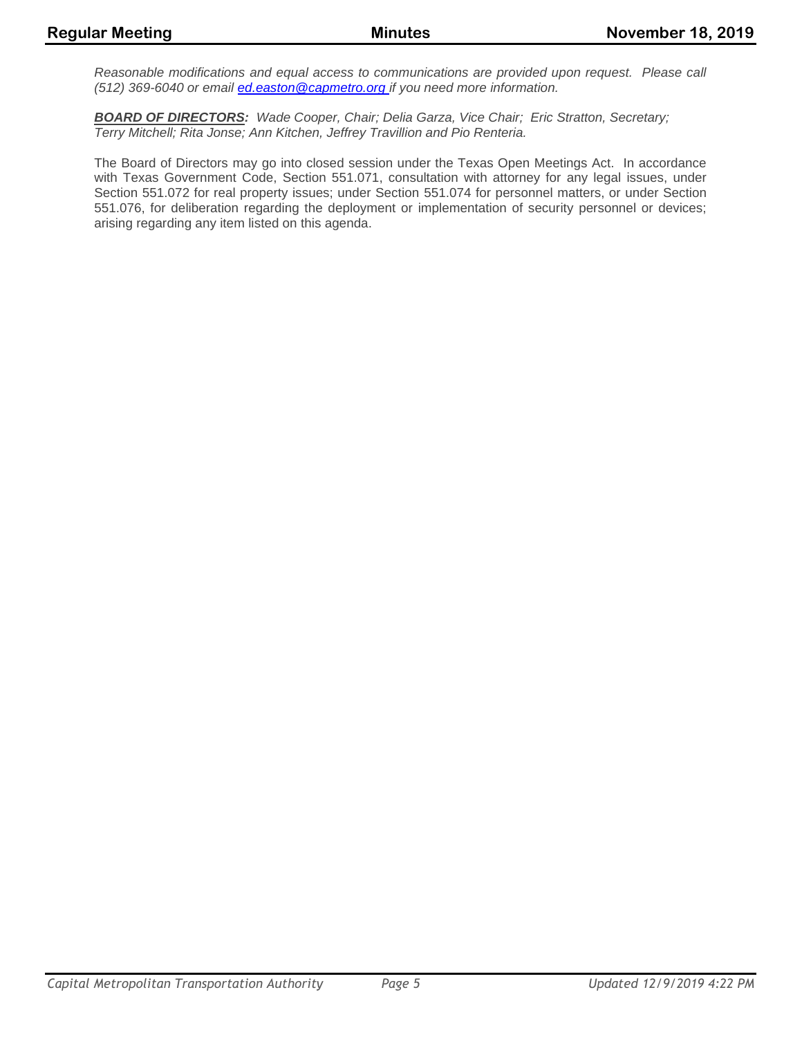*Reasonable modifications and equal access to communications are provided upon request. Please call (512) 369-6040 or email ed.easton@capmetro.org if you need more information.*

***BOARD OF DIRECTORS:*** *Wade Cooper, Chair; Delia Garza, Vice Chair; Eric Stratton, Secretary; Terry Mitchell; Rita Jonse; Ann Kitchen, Jeffrey Travillion and Pio Renteria.*

The Board of Directors may go into closed session under the Texas Open Meetings Act. In accordance with Texas Government Code, Section 551.071, consultation with attorney for any legal issues, under Section 551.072 for real property issues; under Section 551.074 for personnel matters, or under Section 551.076, for deliberation regarding the deployment or implementation of security personnel or devices; arising regarding any item listed on this agenda.